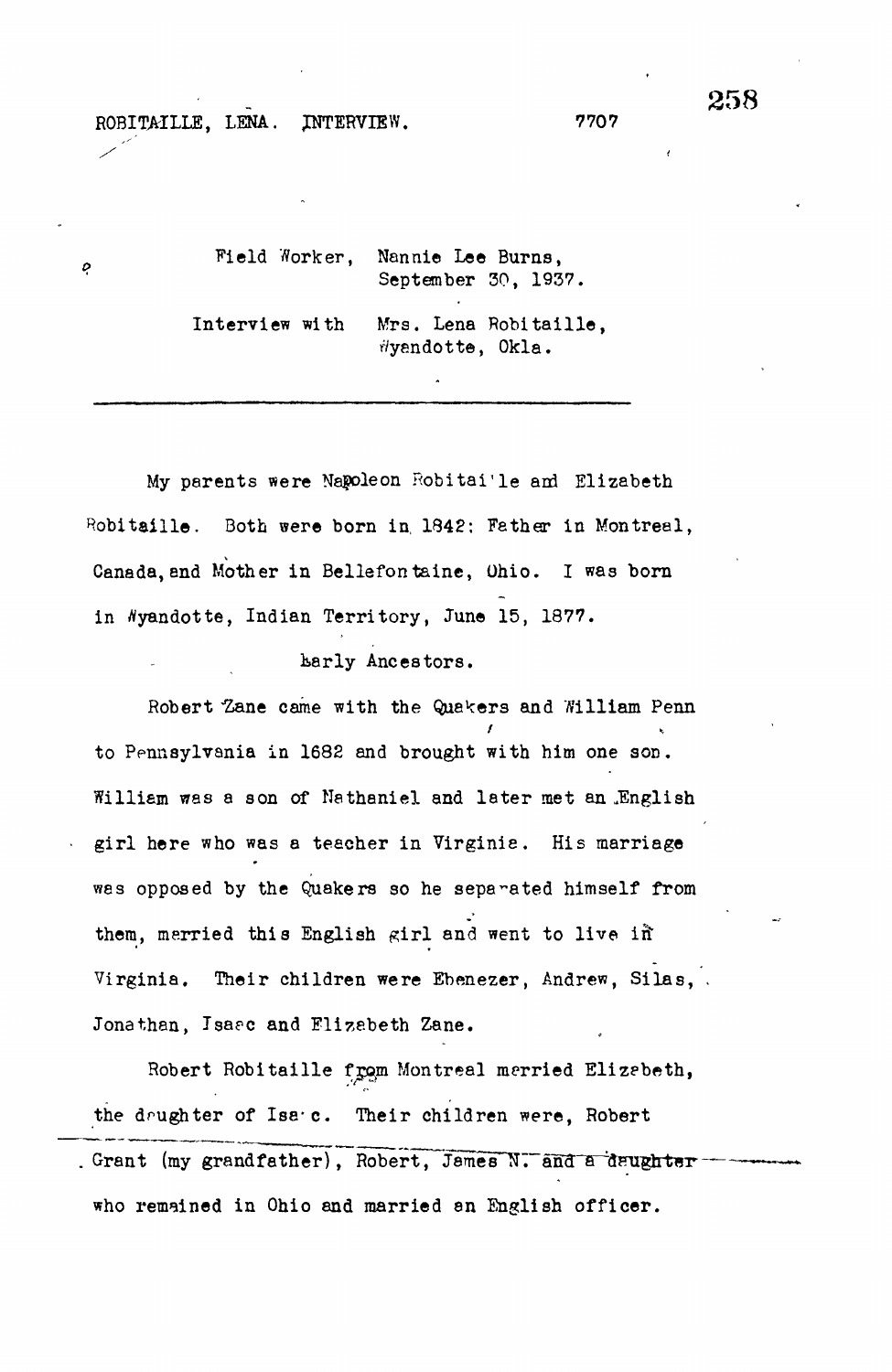ROBITAILLE, LENA. INTERVIEW. 7707

Field Worker, Nannie Lee Burns,
September 30, 1937.

Interview with Mrs. Lena Robitaille,
Wyandotte, Okla.

---

My parents were Napoleon Robitaille and Elizabeth Robitaille. Both were born in 1842: Father in Montreal, Canada, and Mother in Bellefontaine, Ohio. I was born in Wyandotte, Indian Territory, June 15, 1877.

Early Ancestors.

Robert Zane came with the Quakers and William Penn to Pennsylvania in 1682 and brought with him one son. William was a son of Nathaniel and later met an English girl here who was a teacher in Virginia. His marriage was opposed by the Quakers so he separated himself from them, married this English girl and went to live in Virginia. Their children were Ebenezer, Andrew, Silas, Jonathan, Isaac and Elizabeth Zane.

Robert Robitaille from Montreal married Elizabeth, the daughter of Isaac. Their children were, Robert Grant (my grandfather), Robert, James N. and a daughter who remained in Ohio and married an English officer.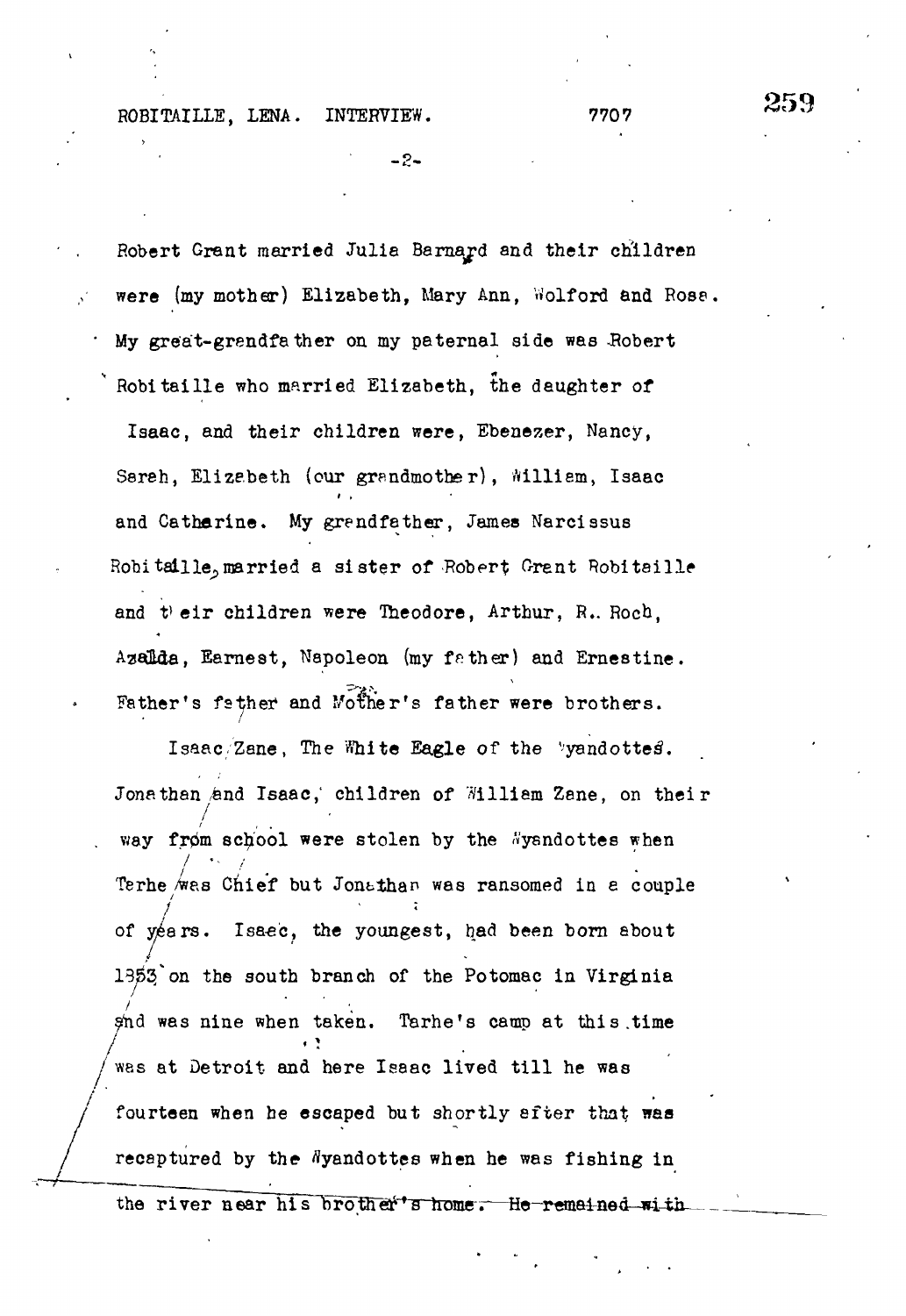Robert Grant married Julia Barnard and their children were (my mother) Elizabeth, Mary Ann, Wolford and Rose. My great-grandfather on my paternal side was Robert Robitaille who married Elizabeth, the daughter of Isaac, and their children were, Ebenezer, Nancy, Sarah, Elizabeth (our grandmother), William, Isaac and Catharine. My grandfather, James Narcissus Robitaille, married a sister of Robert Grant Robitaille and their children were Theodore, Arthur, R. Roch, Azalda, Earnest, Napoleon (my father) and Ernestine. Father's father and Mother's father were brothers.

Isaac Zane, The White Eagle of the Wyandottes. Jonathan and Isaac, children of William Zane, on their way from school were stolen by the Wyandottes when Tarhe was Chief but Jonathan was ransomed in a couple of years. Isaac, the youngest, had been born about 1353 on the south branch of the Potomac in Virginia and was nine when taken. Tarhe's camp at this time was at Detroit and here Isaac lived till he was fourteen when he escaped but shortly after that was recaptured by the Wyandottes when he was fishing in the river near his brother's home. He remained with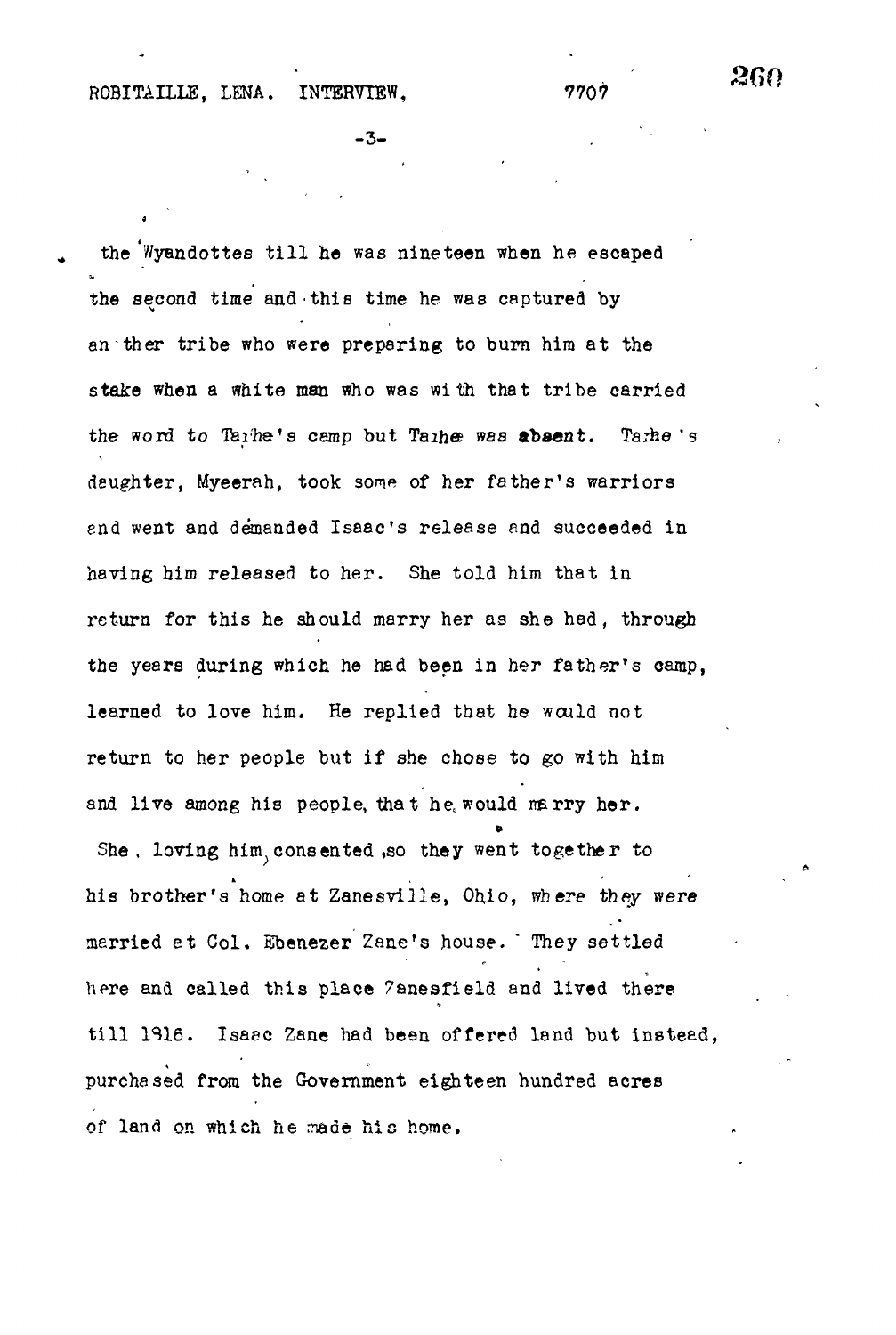the Wyandottes till he was nineteen when he escaped the second time and this time he was captured by an ther tribe who were preparing to burn him at the stake when a white man who was with that tribe carried the word to Tahe's camp but Tahe was absent. Tahe's daughter, Myeerah, took some of her father's warriors and went and demanded Isaac's release and succeeded in having him released to her. She told him that in return for this he should marry her as she had, through the years during which he had been in her father's camp, learned to love him. He replied that he would not return to her people but if she chose to go with him and live among his people, that he would marry her. She, loving him, consented, so they went together to his brother's home at Zanesville, Ohio, where they were married at Col. Ebenezer Zane's house. They settled here and called this place Zanesfield and lived there till 1816. Isaac Zane had been offered land but instead, purchased from the Government eighteen hundred acres of land on which he made his home.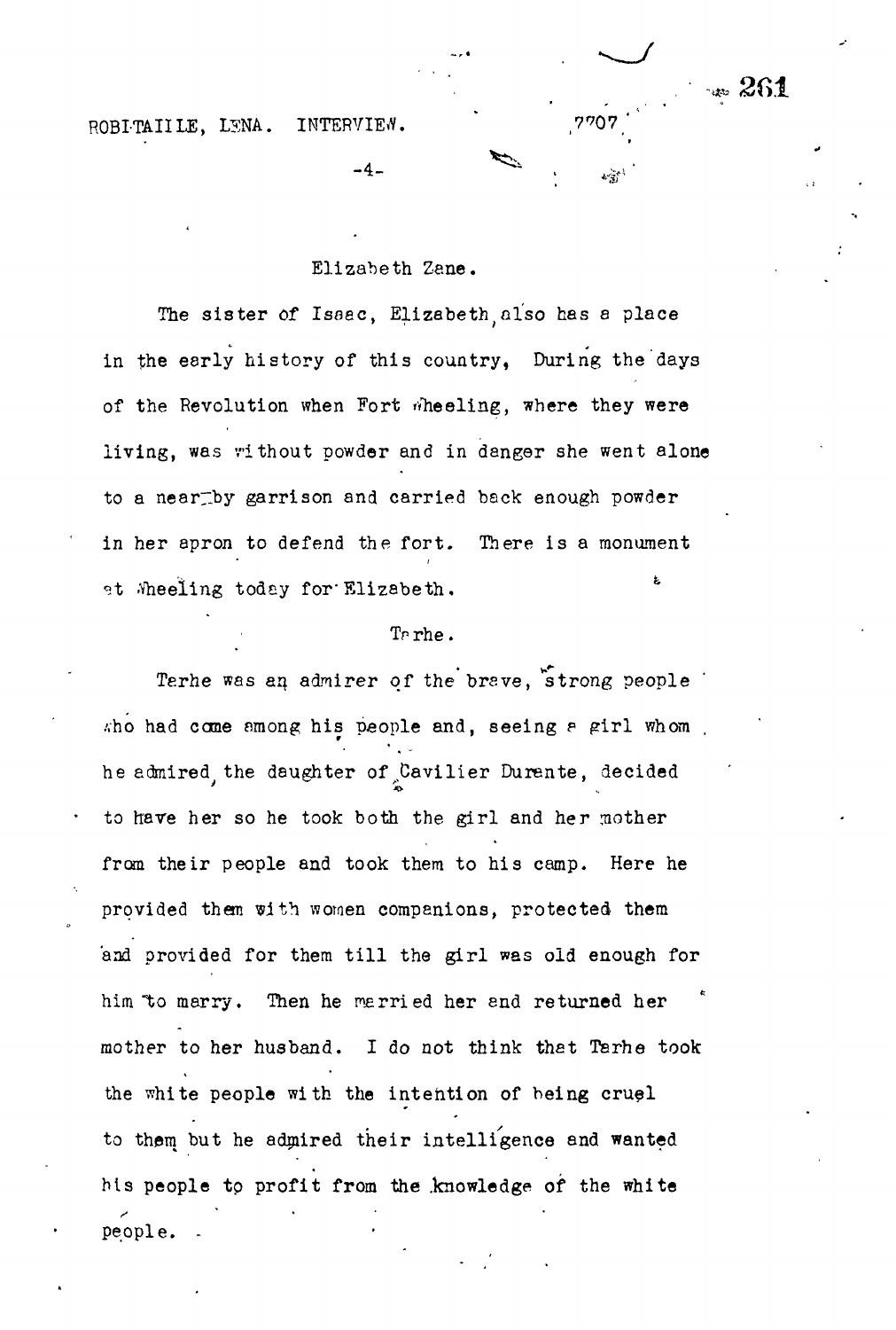## Elizabeth Zane.

The sister of Isaac, Elizabeth, also has a place in the early history of this country, During the days of the Revolution when Fort Wheeling, where they were living, was without powder and in danger she went alone to a near-by garrison and carried back enough powder in her apron to defend the fort. There is a monument at Wheeling today for Elizabeth.

## Tarhe.

Tarhe was an admirer of the brave, strong people who had come among his people and, seeing a girl whom he admired, the daughter of Cavilier Durante, decided to have her so he took both the girl and her mother from their people and took them to his camp. Here he provided them with women companions, protected them and provided for them till the girl was old enough for him to marry. Then he married her and returned her mother to her husband. I do not think that Tarhe took the white people with the intention of being cruel to them but he admired their intelligence and wanted his people to profit from the knowledge of the white people.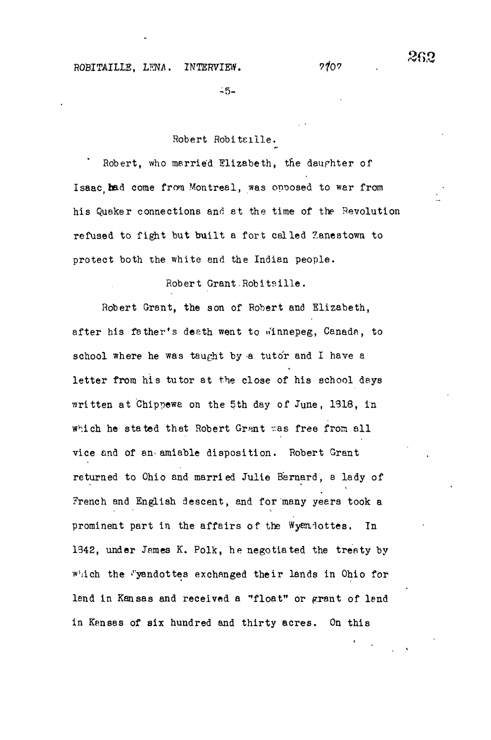## Robert Robitaille.

Robert, who married Elizabeth, the daughter of Isaac, had come from Montreal, was opposed to war from his Quaker connections and at the time of the Revolution refused to fight but built a fort called Zanestown to protect both the white and the Indian people.

## Robert Grant Robitaille.

Robert Grant, the son of Robert and Elizabeth, after his father's death went to Winnepeg, Canada, to school where he was taught by a tutor and I have a letter from his tutor at the close of his school days written at Chippewa on the 5th day of June, 1818, in which he stated that Robert Grant was free from all vice and of an amiable disposition. Robert Grant returned to Ohio and married Julie Barnard, a lady of French and English descent, and for many years took a prominent part in the affairs of the Wyandottes. In 1842, under James K. Polk, he negotiated the treaty by which the Wyandottes exchanged their lands in Ohio for land in Kansas and received a "float" or grant of land in Kansas of six hundred and thirty acres. On this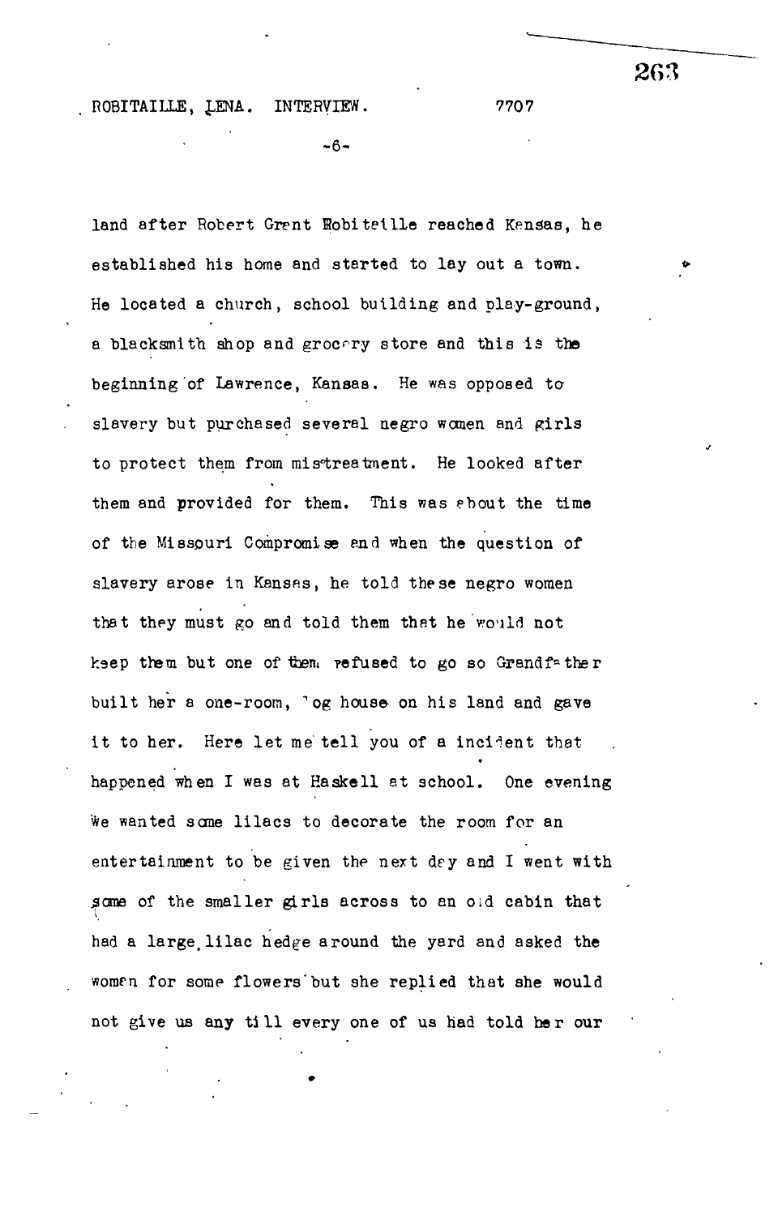land after Robert Grant Robitaille reached Kansas, he established his home and started to lay out a town. He located a church, school building and play-ground, a blacksmith shop and grocery store and this is the beginning of Lawrence, Kansas. He was opposed to slavery but purchased several negro women and girls to protect them from mistreatment. He looked after them and provided for them. This was about the time of the Missouri Compromise and when the question of slavery arose in Kansas, he told these negro women that they must go and told them that he would not keep them but one of them refused to go so Grandfather built her a one-room, log house on his land and gave it to her. Here let me tell you of a incident that happened when I was at Haskell at school. One evening We wanted some lilacs to decorate the room for an entertainment to be given the next day and I went with some of the smaller girls across to an old cabin that had a large lilac hedge around the yard and asked the women for some flowers but she replied that she would not give us any till every one of us had told her our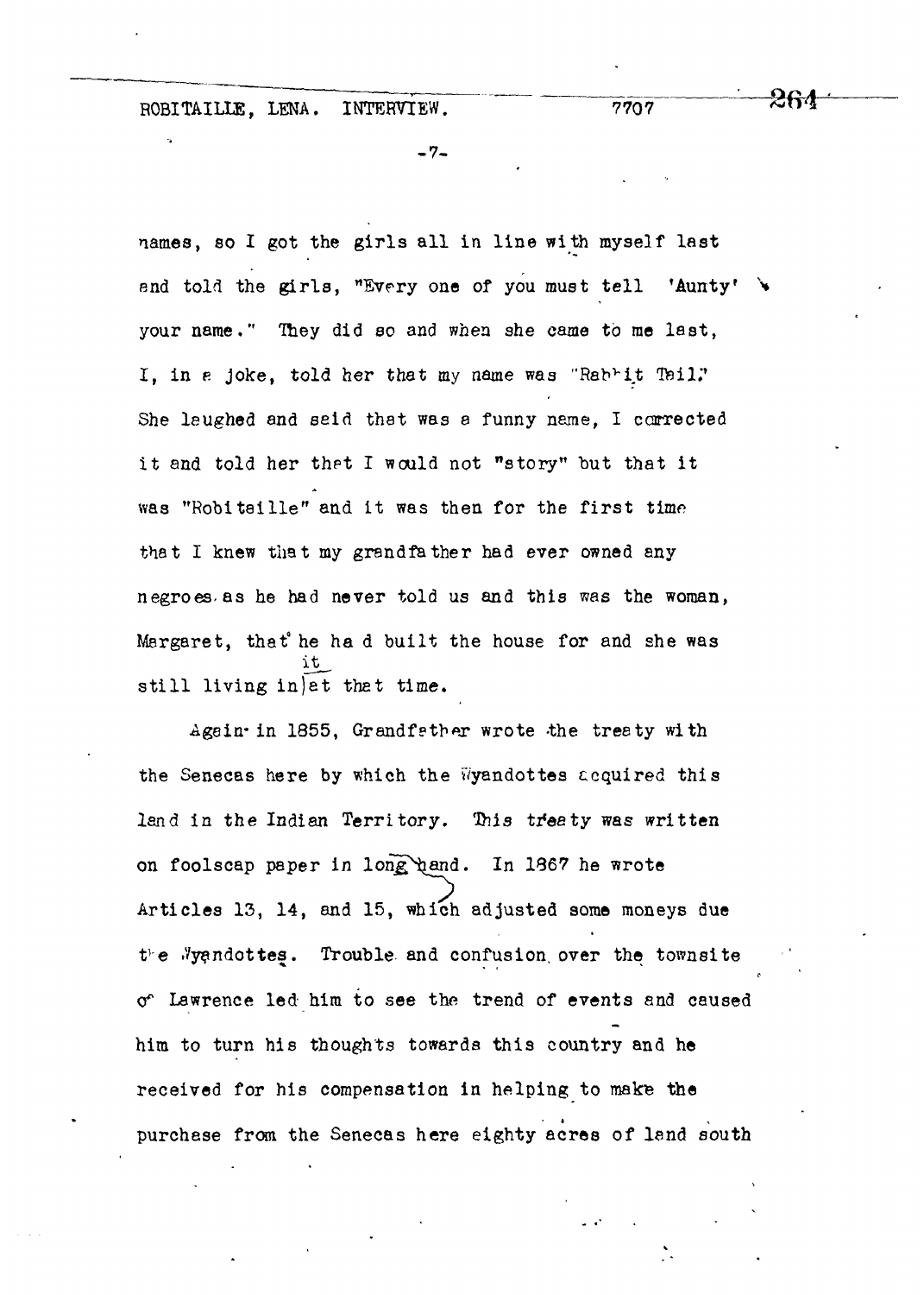names, so I got the girls all in line with myself last and told the girls, "Every one of you must tell 'Aunty' your name." They did so and when she came to me last, I, in a joke, told her that my name was "Rabbit Tail." She laughed and said that was a funny name, I corrected it and told her that I would not "story" but that it was "Robitaille" and it was then for the first time that I knew that my grandfather had ever owned any negroes as he had never told us and this was the woman, Margaret, that he had built the house for and she was still living in it at that time.

Again in 1855, Grandfather wrote the treaty with the Senecas here by which the Wyandottes acquired this land in the Indian Territory. This treaty was written on foolscap paper in long hand. In 1867 he wrote Articles 13, 14, and 15, which adjusted some moneys due the Wyandottes. Trouble and confusion over the townsite of Lawrence led him to see the trend of events and caused him to turn his thoughts towards this country and he received for his compensation in helping to make the purchase from the Senecas here eighty acres of land south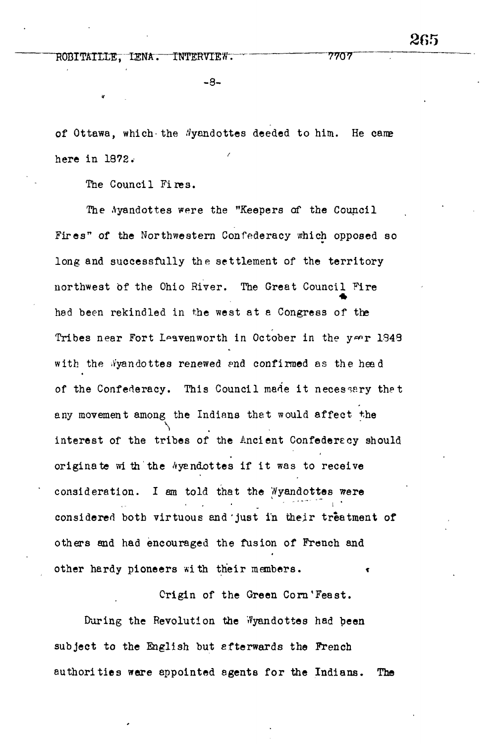of Ottawa, which the Wyandottes deeded to him. He came here in 1872.

The Council Fires.

The Wyandottes were the "Keepers of the Council Fires" of the Northwestern Confederacy which opposed so long and successfully the settlement of the territory northwest of the Ohio River. The Great Council Fire had been rekindled in the west at a Congress of the Tribes near Fort Leavenworth in October in the year 1848 with the Wyandottes renewed and confirmed as the head of the Confederacy. This Council made it necessary that any movement among the Indians that would affect the interest of the tribes of the Ancient Confederacy should originate with the Wyandottes if it was to receive consideration. I am told that the Wyandottes were considered both virtuous and just in their treatment of others and had encouraged the fusion of French and other hardy pioneers with their members.

Origin of the Green Corn Feast.

During the Revolution the Wyandottes had been subject to the English but afterwards the French authorities were appointed agents for the Indians. The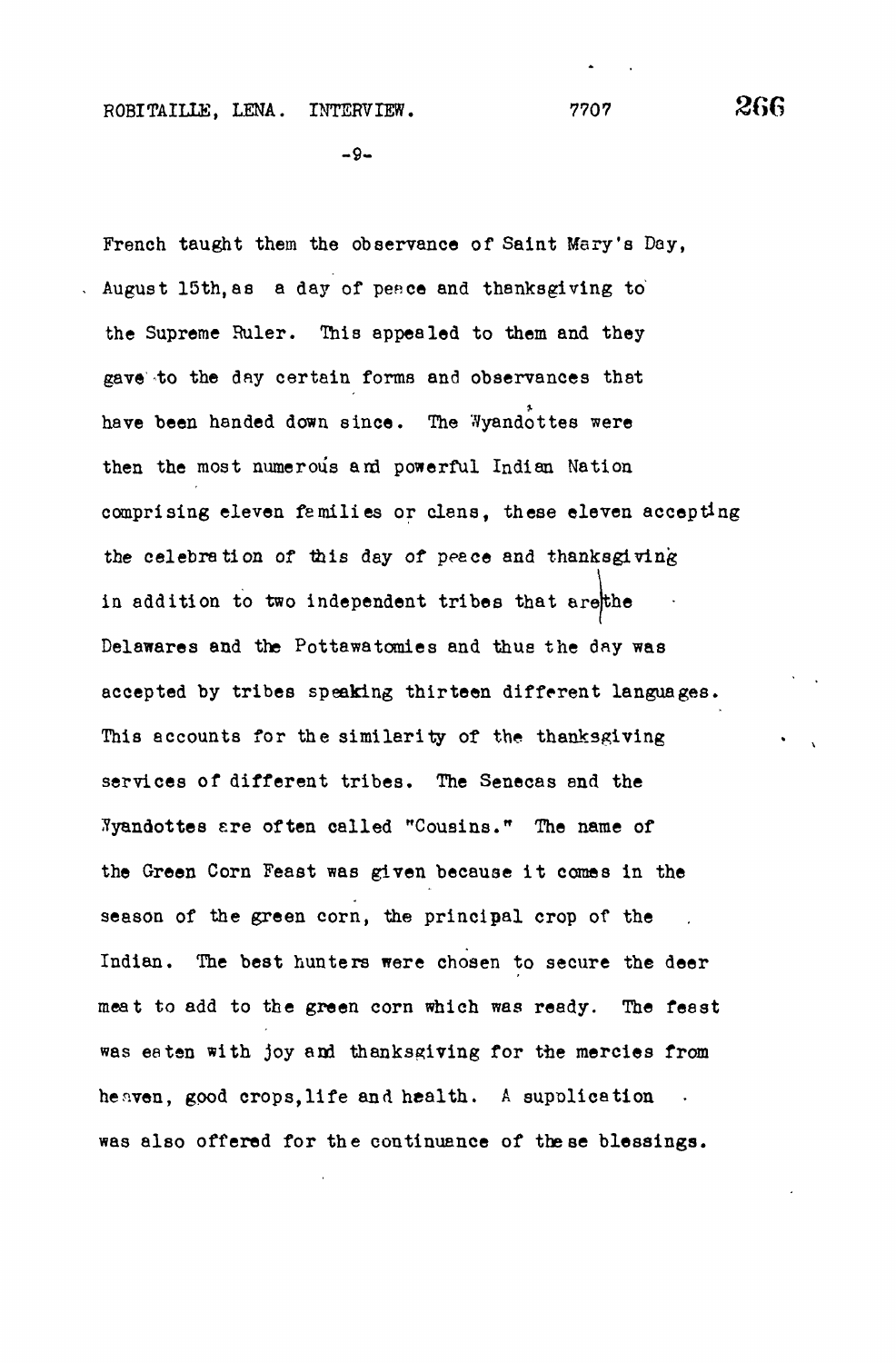French taught them the observance of Saint Mary's Day, August 15th, as a day of peace and thanksgiving to the Supreme Ruler. This appealed to them and they gave to the day certain forms and observances that have been handed down since. The Wyandottes were then the most numerous and powerful Indian Nation comprising eleven families or clans, these eleven accepting the celebration of this day of peace and thanksgiving in addition to two independent tribes that are the Delawares and the Pottawatomies and thus the day was accepted by tribes speaking thirteen different languages. This accounts for the similarity of the thanksgiving services of different tribes. The Senecas and the Wyandottes are often called "Cousins." The name of the Green Corn Feast was given because it comes in the season of the green corn, the principal crop of the Indian. The best hunters were chosen to secure the deer meat to add to the green corn which was ready. The feast was eaten with joy and thanksgiving for the mercies from heaven, good crops, life and health. A supplication was also offered for the continuance of these blessings.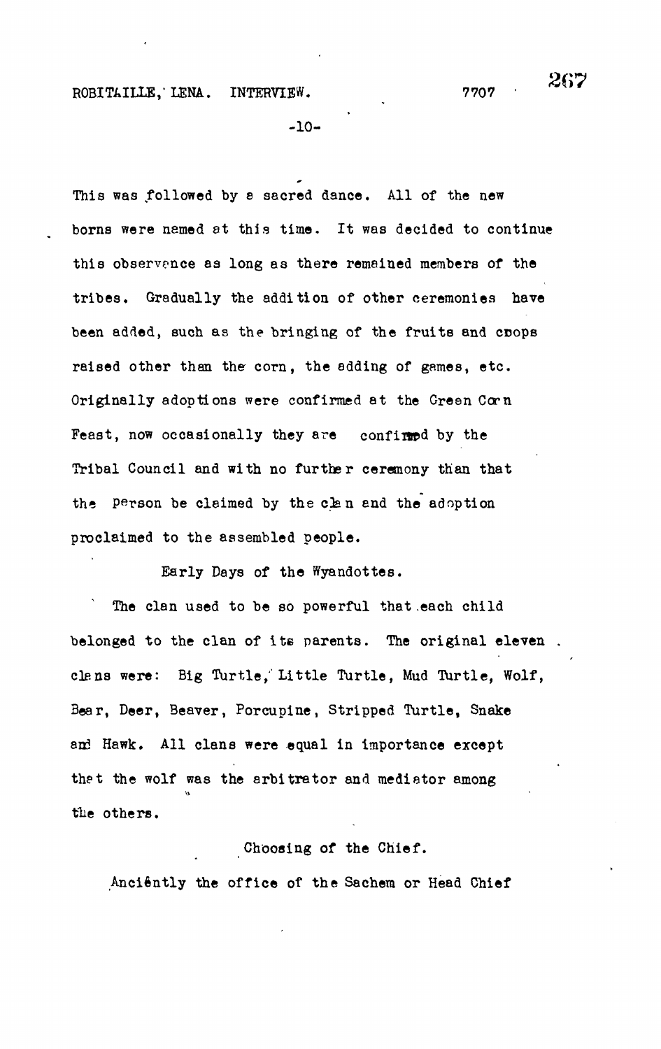This was followed by a sacred dance. All of the new borns were named at this time. It was decided to continue this observance as long as there remained members of the tribes. Gradually the addition of other ceremonies have been added, such as the bringing of the fruits and crops raised other than the corn, the adding of games, etc. Originally adoptions were confirmed at the Green Corn Feast, now occasionally they are confirmed by the Tribal Council and with no further ceremony than that the person be claimed by the clan and the adoption proclaimed to the assembled people.

## Early Days of the Wyandottes.

The clan used to be so powerful that each child belonged to the clan of its parents. The original eleven clans were: Big Turtle, Little Turtle, Mud Turtle, Wolf, Bear, Deer, Beaver, Porcupine, Stripped Turtle, Snake and Hawk. All clans were equal in importance except that the wolf was the arbitrator and mediator among the others.

## Choosing of the Chief.

Anciently the office of the Sachem or Head Chief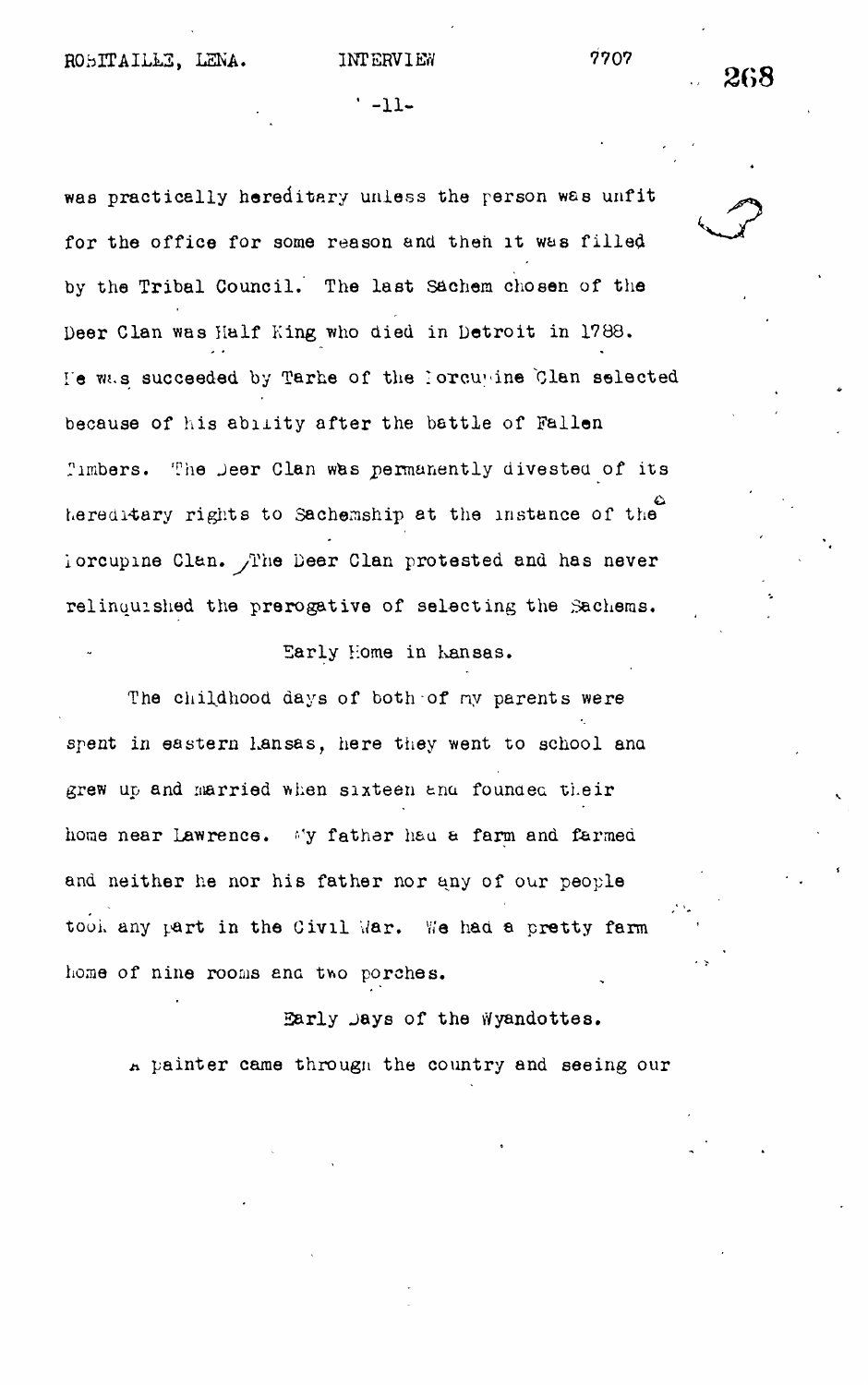was practically hereditary unless the person was unfit for the office for some reason and then it was filled by the Tribal Council. The last Sachem chosen of the Deer Clan was Half King who died in Detroit in 1788. He was succeeded by Tarhe of the Porcupine Clan selected because of his ability after the battle of Fallen Timbers. The Deer Clan was permanently divested of its hereditary rights to Sachemship at the instance of the Porcupine Clan. The Deer Clan protested and has never relinquished the prerogative of selecting the Sachems.

## Early Home in Kansas.

The childhood days of both of my parents were spent in eastern Kansas, here they went to school and grew up and married when sixteen and founded their home near Lawrence. My father had a farm and farmed and neither he nor his father nor any of our people took any part in the Civil War. We had a pretty farm home of nine rooms and two porches.

## Early Days of the Wyandottes.

A painter came through the country and seeing our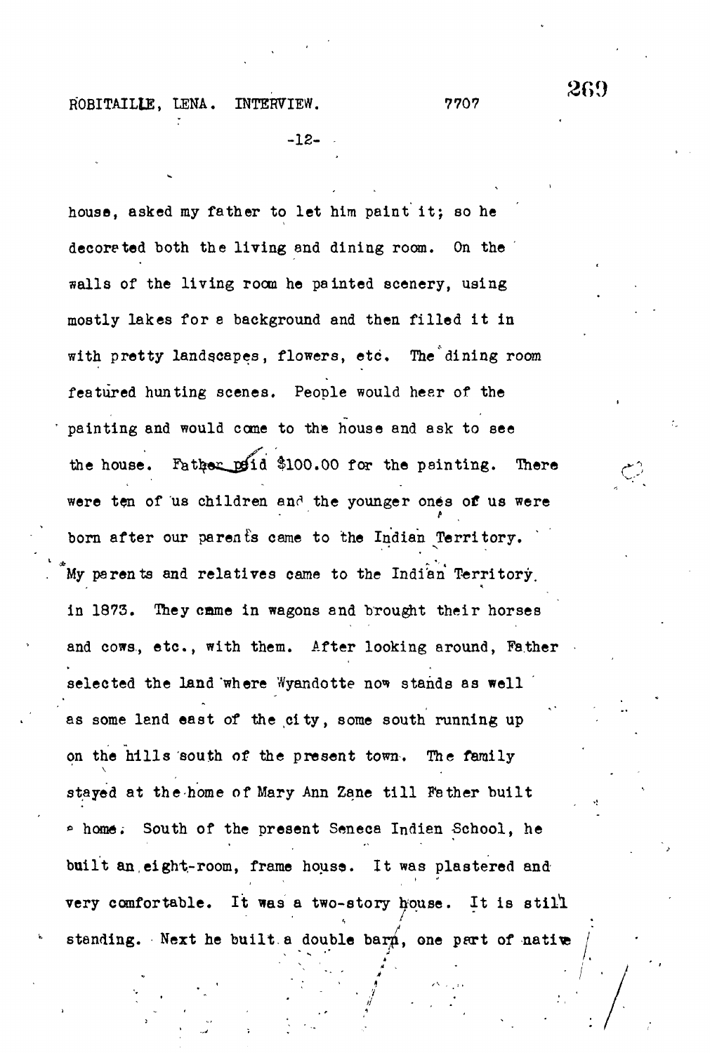house, asked my father to let him paint it; so he decorated both the living and dining room. On the walls of the living room he painted scenery, using mostly lakes for a background and then filled it in with pretty landscapes, flowers, etc. The dining room featured hunting scenes. People would hear of the painting and would come to the house and ask to see the house. Father paid $100.00 for the painting. There were ten of us children and the younger ones of us were born after our parents came to the Indian Territory. My parents and relatives came to the Indian Territory in 1873. They came in wagons and brought their horses and cows, etc., with them. After looking around, Father selected the land where Wyandotte now stands as well as some land east of the city, some south running up on the hills south of the present town. The family stayed at the home of Mary Ann Zane till Father built a home. South of the present Seneca Indian School, he built an eight-room, frame house. It was plastered and very comfortable. It was a two-story house. It is still standing. Next he built a double barn, one part of native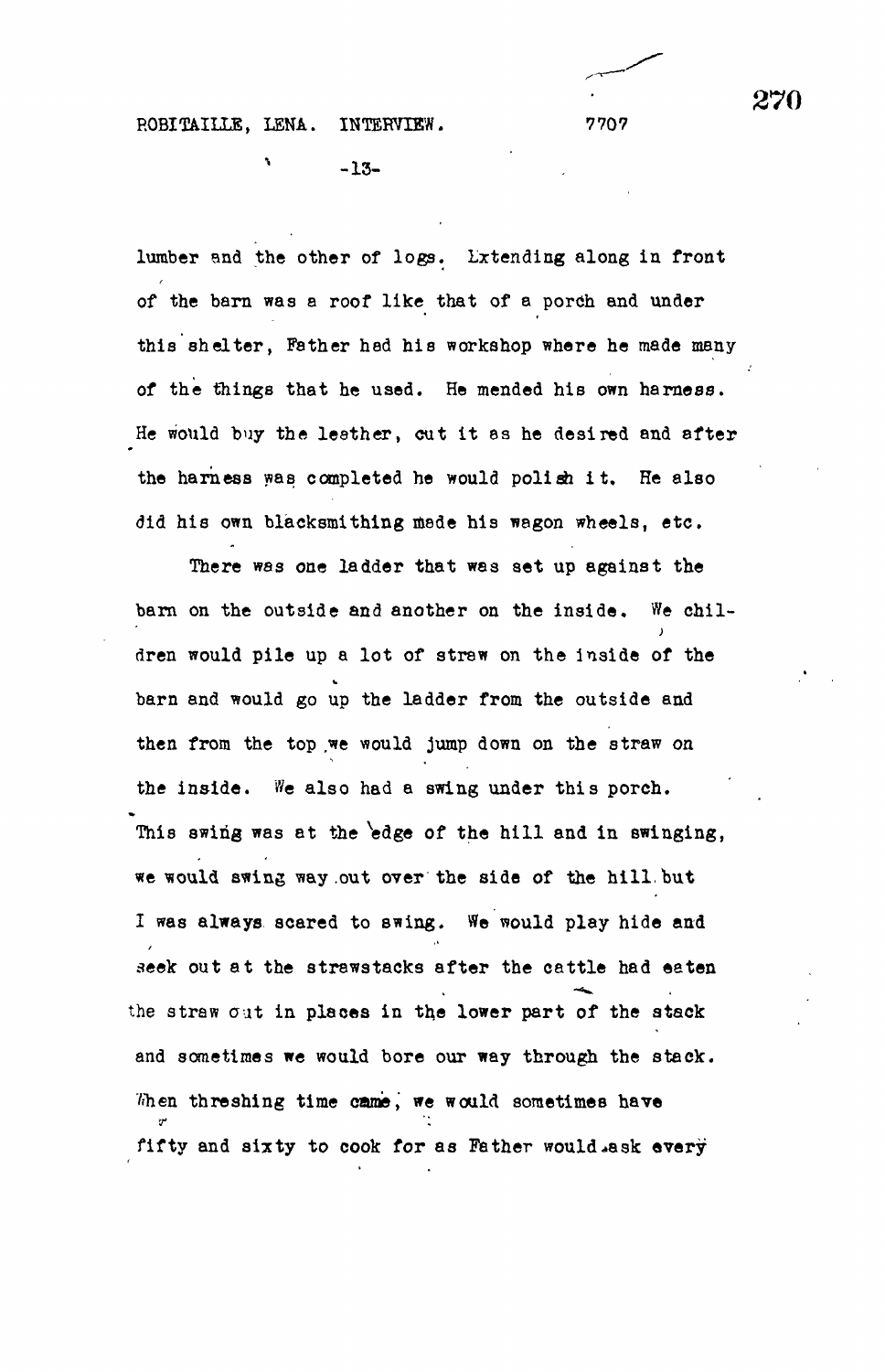lumber and the other of logs. Extending along in front of the barn was a roof like that of a porch and under this shelter, Father had his workshop where he made many of the things that he used. He mended his own harness. He would buy the leather, cut it as he desired and after the harness was completed he would polish it. He also did his own blacksmithing made his wagon wheels, etc.

There was one ladder that was set up against the barn on the outside and another on the inside. We children would pile up a lot of straw on the inside of the barn and would go up the ladder from the outside and then from the top we would jump down on the straw on the inside. We also had a swing under this porch. This swing was at the edge of the hill and in swinging, we would swing way out over the side of the hill but I was always scared to swing. We would play hide and seek out at the strawstacks after the cattle had eaten the straw out in places in the lower part of the stack and sometimes we would bore our way through the stack. When threshing time came, we would sometimes have fifty and sixty to cook for as Father would ask every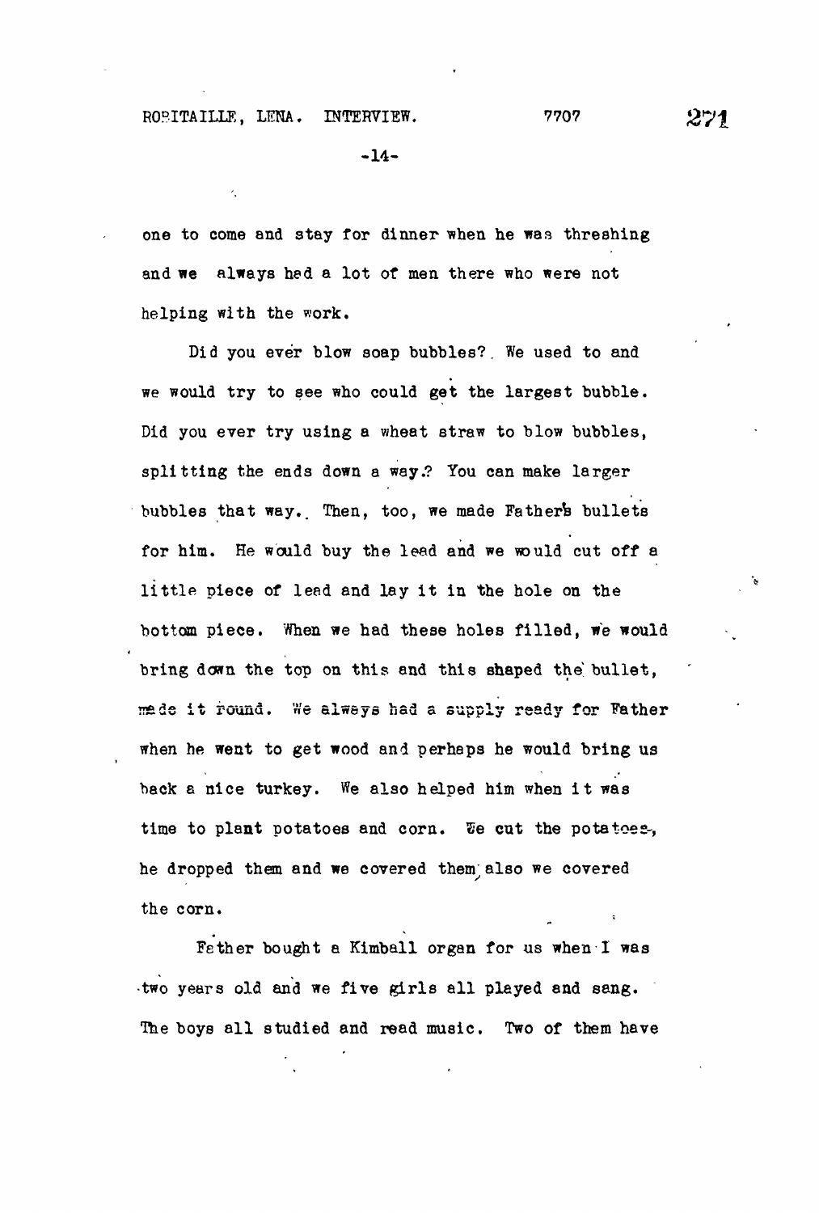one to come and stay for dinner when he was threshing and we always had a lot of men there who were not helping with the work.

Did you ever blow soap bubbles? We used to and we would try to see who could get the largest bubble. Did you ever try using a wheat straw to blow bubbles, splitting the ends down a way? You can make larger bubbles that way. Then, too, we made Father's bullets for him. He would buy the lead and we would cut off a little piece of lead and lay it in the hole on the bottom piece. When we had these holes filled, we would bring down the top on this and this shaped the bullet, made it round. We always had a supply ready for Father when he went to get wood and perhaps he would bring us back a nice turkey. We also helped him when it was time to plant potatoes and corn. We cut the potatoes, he dropped them and we covered them; also we covered the corn.

Father bought a Kimball organ for us when I was two years old and we five girls all played and sang. The boys all studied and read music. Two of them have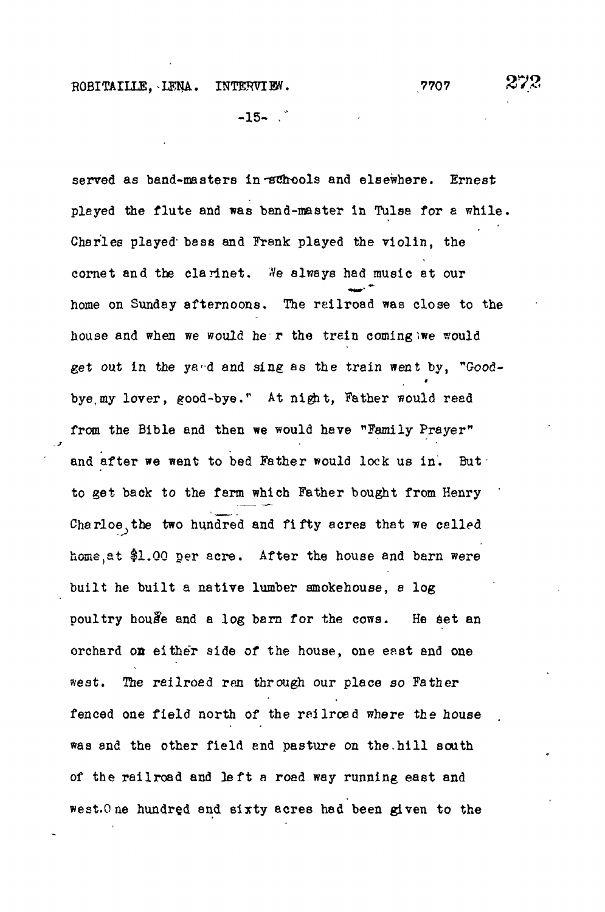served as band-masters in schools and elsewhere. Ernest played the flute and was band-master in Tulsa for a while. Charles played bass and Frank played the violin, the cornet and the clarinet. We always had music at our home on Sunday afternoons. The railroad was close to the house and when we would hear the train coming we would get out in the yard and sing as the train went by, "Good-bye, my lover, good-bye." At night, Father would read from the Bible and then we would have "Family Prayer" and after we went to bed Father would lock us in. But to get back to the farm which Father bought from Henry Charloe, the two hundred and fifty acres that we called home, at $1.00 per acre. After the house and barn were built he built a native lumber smokehouse, a log poultry house and a log barn for the cows. He set an orchard on either side of the house, one east and one west. The railroad ran through our place so Father fenced one field north of the railroad where the house was and the other field and pasture on the hill south of the railroad and left a road way running east and west. One hundred and sixty acres had been given to the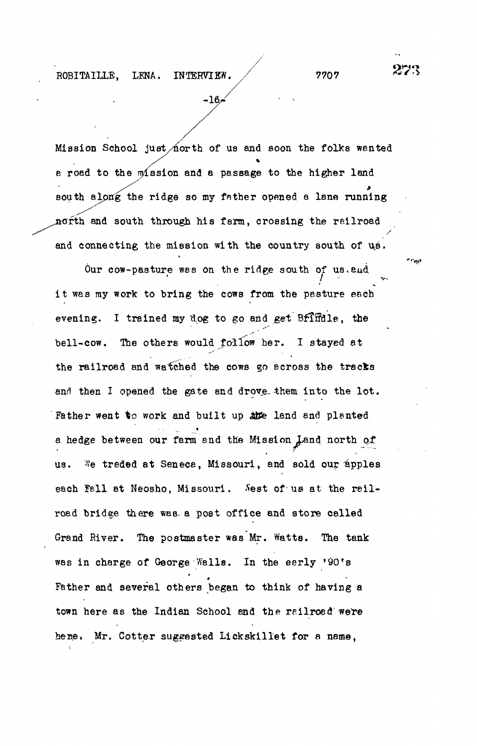Mission School just north of us and soon the folks wanted a road to the mission and a passage to the higher land south along the ridge so my father opened a lane running north and south through his farm, crossing the railroad and connecting the mission with the country south of us.

Our cow-pasture was on the ridge south of us and it was my work to bring the cows from the pasture each evening. I trained my dog to go and get Brindle, the bell-cow. The others would follow her. I stayed at the railroad and watched the cows go across the tracks and then I opened the gate and drove them into the lot. Father went to work and built up the land and planted a hedge between our farm and the Mission Land north of us. We traded at Seneca, Missouri, and sold our apples each Fall at Neosho, Missouri. West of us at the railroad bridge there was a post office and store called Grand River. The postmaster was Mr. Watts. The tank was in charge of George Walls. In the early '90's Father and several others began to think of having a town here as the Indian School and the railroad were here. Mr. Cotter suggested Lickskillet for a name,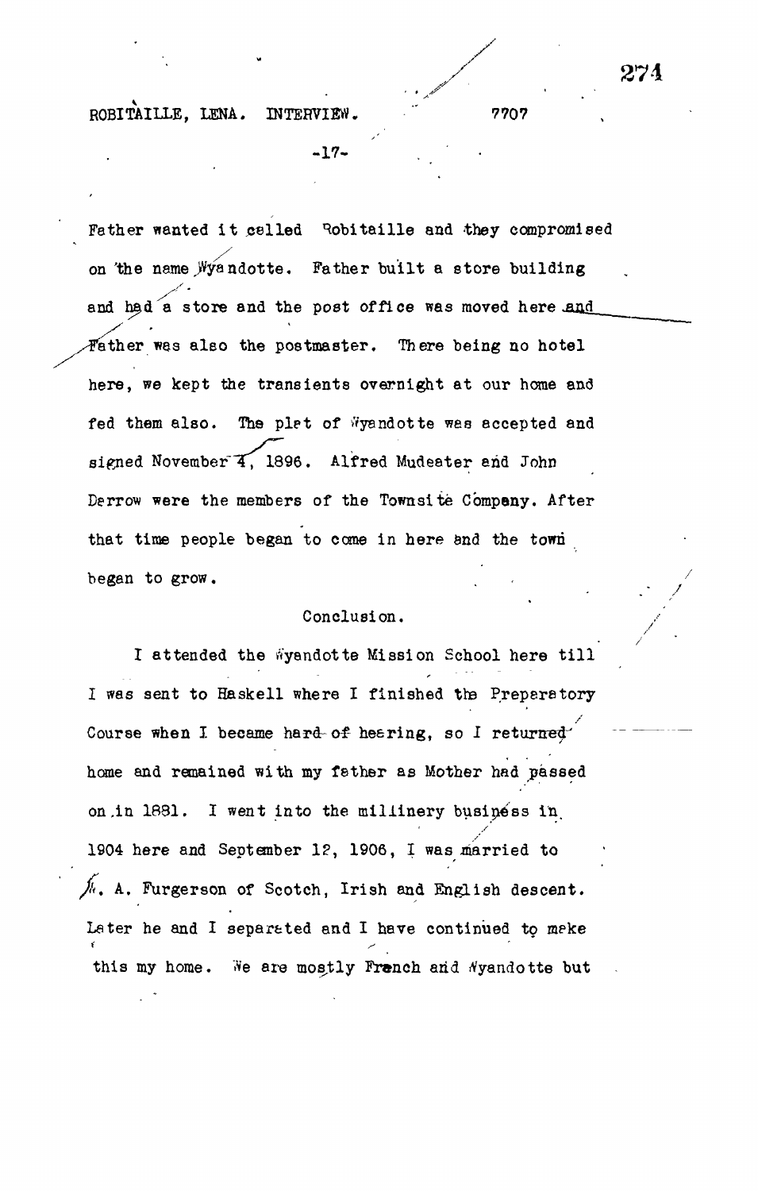Father wanted it called Robitaille and they compromised on the name Wyandotte. Father built a store building and had a store and the post office was moved here and Father was also the postmaster. There being no hotel here, we kept the transients overnight at our home and fed them also. The plat of Wyandotte was accepted and signed November 4, 1896. Alfred Mudeater and John Derrow were the members of the Townsite Company. After that time people began to come in here and the town began to grow.

## Conclusion.

I attended the Wyandotte Mission School here till I was sent to Haskell where I finished the Preparatory Course when I became hard of hearing, so I returned home and remained with my father as Mother had passed on in 1881. I went into the millinery business in 1904 here and September 12, 1906, I was married to M. A. Furgerson of Scotch, Irish and English descent. Later he and I separated and I have continued to make this my home. We are mostly French and Wyandotte but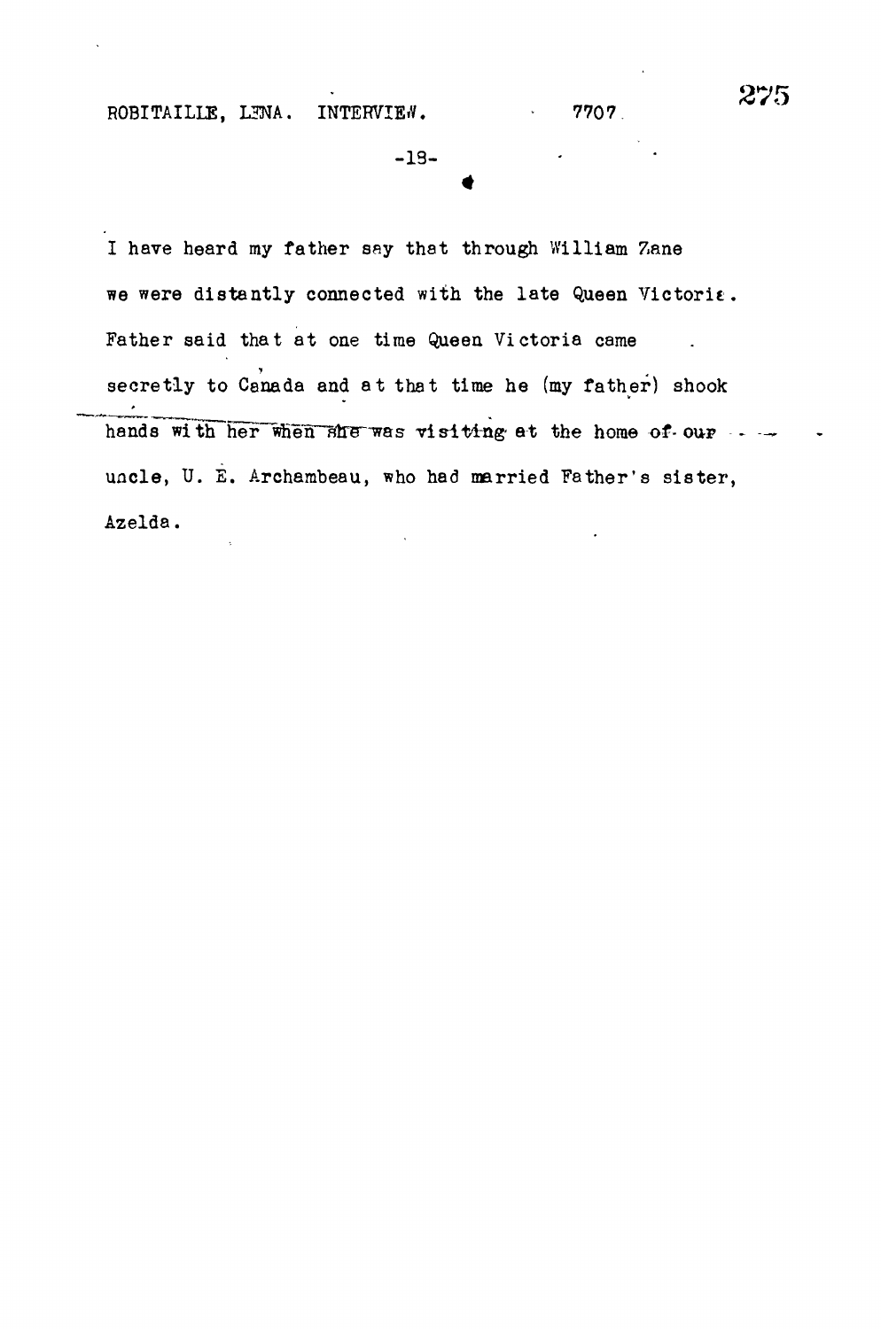I have heard my father say that through William Zane we were distantly connected with the late Queen Victoria. Father said that at one time Queen Victoria came secretly to Canada and at that time he (my father) shook hands with her when she was visiting at the home of our uncle, U. E. Archambeau, who had married Father's sister, Azelda.